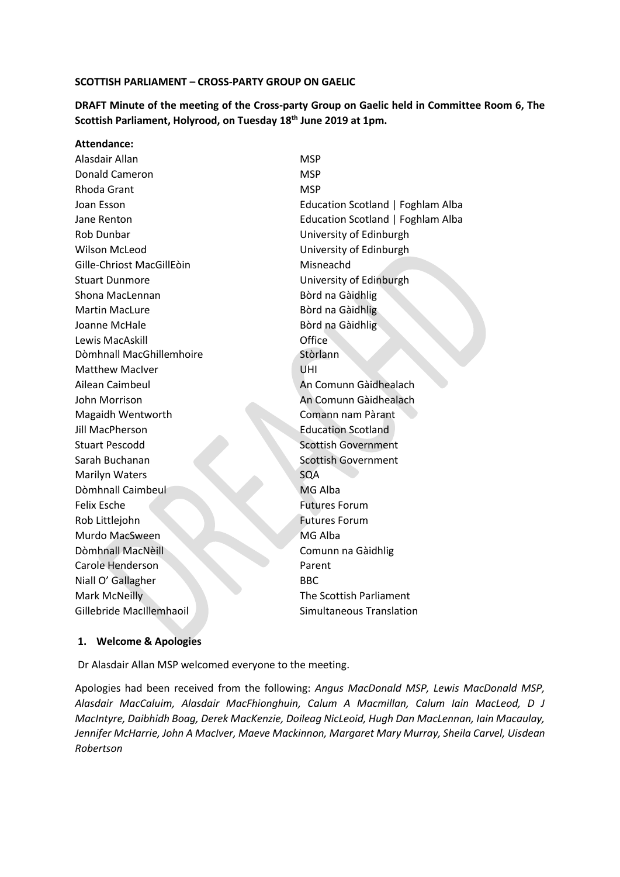**SCOTTISH PARLIAMENT – CROSS-PARTY GROUP ON GAELIC**

**DRAFT Minute of the meeting of the Cross-party Group on Gaelic held in Committee Room 6, The Scottish Parliament, Holyrood, on Tuesday 18th June 2019 at 1pm.**

**Attendance:**

| | |
|---|---|
| Alasdair Allan | MSP |
| Donald Cameron | MSP |
| Rhoda Grant | MSP |
| Joan Esson | Education Scotland \| Foghlam Alba |
| Jane Renton | Education Scotland \| Foghlam Alba |
| Rob Dunbar | University of Edinburgh |
| Wilson McLeod | University of Edinburgh |
| Gille-Chriost MacGillEòin | Misneachd |
| Stuart Dunmore | University of Edinburgh |
| Shona MacLennan | Bòrd na Gàidhlig |
| Martin MacLure | Bòrd na Gàidhlig |
| Joanne McHale | Bòrd na Gàidhlig |
| Lewis MacAskill | Office |
| Dòmhnall MacGhillemhoire | Stòrlann |
| Matthew MacIver | UHI |
| Ailean Caimbeul | An Comunn Gàidhealach |
| John Morrison | An Comunn Gàidhealach |
| Magaidh Wentworth | Comann nam Pàrant |
| Jill MacPherson | Education Scotland |
| Stuart Pescodd | Scottish Government |
| Sarah Buchanan | Scottish Government |
| Marilyn Waters | SQA |
| Dòmhnall Caimbeul | MG Alba |
| Felix Esche | Futures Forum |
| Rob Littlejohn | Futures Forum |
| Murdo MacSween | MG Alba |
| Dòmhnall MacNèill | Comunn na Gàidhlig |
| Carole Henderson | Parent |
| Niall O' Gallagher | BBC |
| Mark McNeilly | The Scottish Parliament |
| Gillebride MacIllemhaoil | Simultaneous Translation |

## 1. Welcome & Apologies

Dr Alasdair Allan MSP welcomed everyone to the meeting.

Apologies had been received from the following: *Angus MacDonald MSP, Lewis MacDonald MSP, Alasdair MacCaluim, Alasdair MacFhionghuin, Calum A Macmillan, Calum Iain MacLeod, D J MacIntyre, Daibhidh Boag, Derek MacKenzie, Doileag NicLeoid, Hugh Dan MacLennan, Iain Macaulay, Jennifer McHarrie, John A MacIver, Maeve Mackinnon, Margaret Mary Murray, Sheila Carvel, Uisdean Robertson*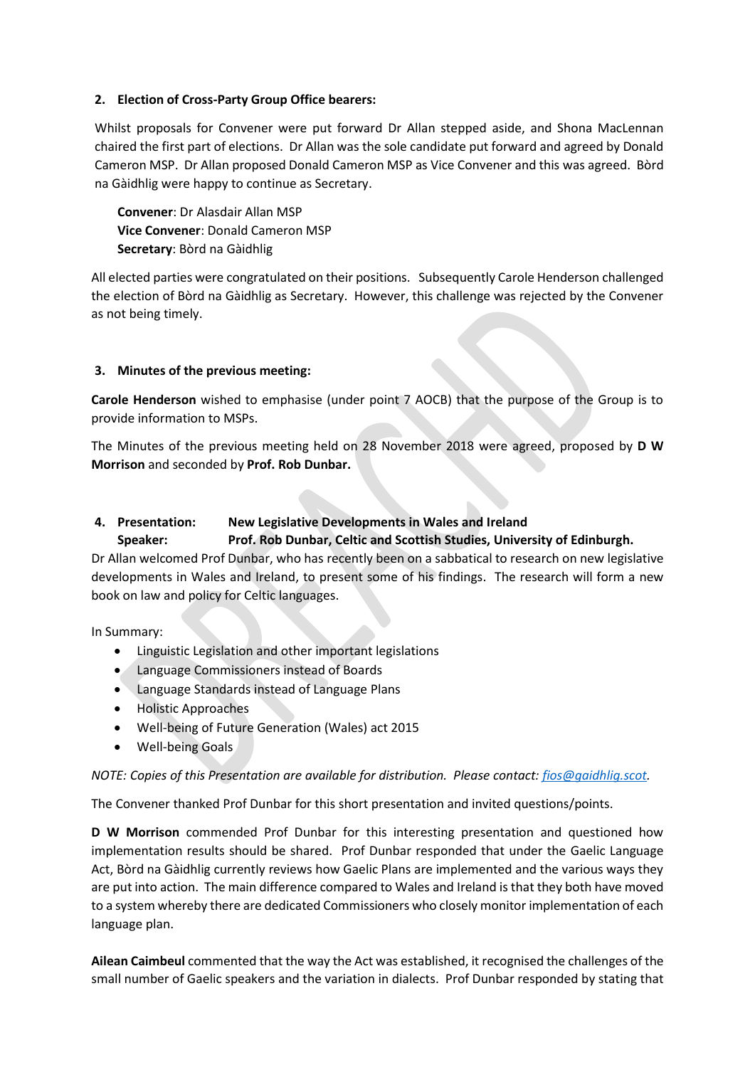**2. Election of Cross-Party Group Office bearers:**

Whilst proposals for Convener were put forward Dr Allan stepped aside, and Shona MacLennan chaired the first part of elections. Dr Allan was the sole candidate put forward and agreed by Donald Cameron MSP. Dr Allan proposed Donald Cameron MSP as Vice Convener and this was agreed. Bòrd na Gàidhlig were happy to continue as Secretary.

**Convener**: Dr Alasdair Allan MSP
**Vice Convener**: Donald Cameron MSP
**Secretary**: Bòrd na Gàidhlig

All elected parties were congratulated on their positions. Subsequently Carole Henderson challenged the election of Bòrd na Gàidhlig as Secretary. However, this challenge was rejected by the Convener as not being timely.

**3. Minutes of the previous meeting:**

**Carole Henderson** wished to emphasise (under point 7 AOCB) that the purpose of the Group is to provide information to MSPs.

The Minutes of the previous meeting held on 28 November 2018 were agreed, proposed by **D W Morrison** and seconded by **Prof. Rob Dunbar.**

**4. Presentation: New Legislative Developments in Wales and Ireland**
**Speaker: Prof. Rob Dunbar, Celtic and Scottish Studies, University of Edinburgh.**

Dr Allan welcomed Prof Dunbar, who has recently been on a sabbatical to research on new legislative developments in Wales and Ireland, to present some of his findings. The research will form a new book on law and policy for Celtic languages.

In Summary:

- Linguistic Legislation and other important legislations
- Language Commissioners instead of Boards
- Language Standards instead of Language Plans
- Holistic Approaches
- Well-being of Future Generation (Wales) act 2015
- Well-being Goals

*NOTE: Copies of this Presentation are available for distribution. Please contact: fios@gaidhlig.scot.*

The Convener thanked Prof Dunbar for this short presentation and invited questions/points.

**D W Morrison** commended Prof Dunbar for this interesting presentation and questioned how implementation results should be shared. Prof Dunbar responded that under the Gaelic Language Act, Bòrd na Gàidhlig currently reviews how Gaelic Plans are implemented and the various ways they are put into action. The main difference compared to Wales and Ireland is that they both have moved to a system whereby there are dedicated Commissioners who closely monitor implementation of each language plan.

**Ailean Caimbeul** commented that the way the Act was established, it recognised the challenges of the small number of Gaelic speakers and the variation in dialects. Prof Dunbar responded by stating that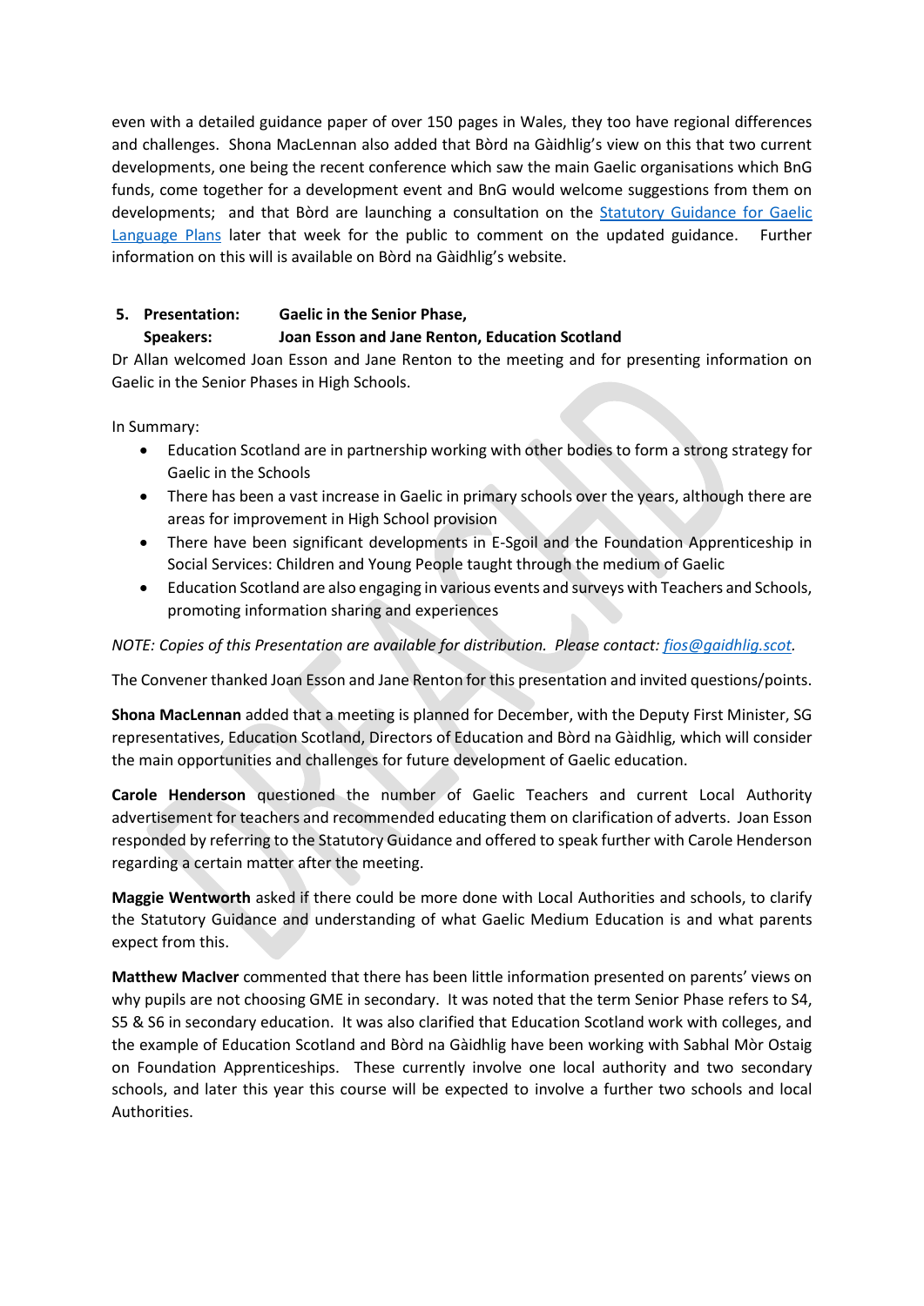even with a detailed guidance paper of over 150 pages in Wales, they too have regional differences and challenges. Shona MacLennan also added that Bòrd na Gàidhlig's view on this that two current developments, one being the recent conference which saw the main Gaelic organisations which BnG funds, come together for a development event and BnG would welcome suggestions from them on developments; and that Bòrd are launching a consultation on the [Statutory Guidance for Gaelic Language Plans]() later that week for the public to comment on the updated guidance. Further information on this will is available on Bòrd na Gàidhlig's website.

**5. Presentation: Gaelic in the Senior Phase,**
**Speakers: Joan Esson and Jane Renton, Education Scotland**

Dr Allan welcomed Joan Esson and Jane Renton to the meeting and for presenting information on Gaelic in the Senior Phases in High Schools.

In Summary:

- Education Scotland are in partnership working with other bodies to form a strong strategy for Gaelic in the Schools
- There has been a vast increase in Gaelic in primary schools over the years, although there are areas for improvement in High School provision
- There have been significant developments in E-Sgoil and the Foundation Apprenticeship in Social Services: Children and Young People taught through the medium of Gaelic
- Education Scotland are also engaging in various events and surveys with Teachers and Schools, promoting information sharing and experiences

*NOTE: Copies of this Presentation are available for distribution. Please contact: [fios@gaidhlig.scot](mailto:fios@gaidhlig.scot).*

The Convener thanked Joan Esson and Jane Renton for this presentation and invited questions/points.

**Shona MacLennan** added that a meeting is planned for December, with the Deputy First Minister, SG representatives, Education Scotland, Directors of Education and Bòrd na Gàidhlig, which will consider the main opportunities and challenges for future development of Gaelic education.

**Carole Henderson** questioned the number of Gaelic Teachers and current Local Authority advertisement for teachers and recommended educating them on clarification of adverts. Joan Esson responded by referring to the Statutory Guidance and offered to speak further with Carole Henderson regarding a certain matter after the meeting.

**Maggie Wentworth** asked if there could be more done with Local Authorities and schools, to clarify the Statutory Guidance and understanding of what Gaelic Medium Education is and what parents expect from this.

**Matthew MacIver** commented that there has been little information presented on parents' views on why pupils are not choosing GME in secondary. It was noted that the term Senior Phase refers to S4, S5 & S6 in secondary education. It was also clarified that Education Scotland work with colleges, and the example of Education Scotland and Bòrd na Gàidhlig have been working with Sabhal Mòr Ostaig on Foundation Apprenticeships. These currently involve one local authority and two secondary schools, and later this year this course will be expected to involve a further two schools and local Authorities.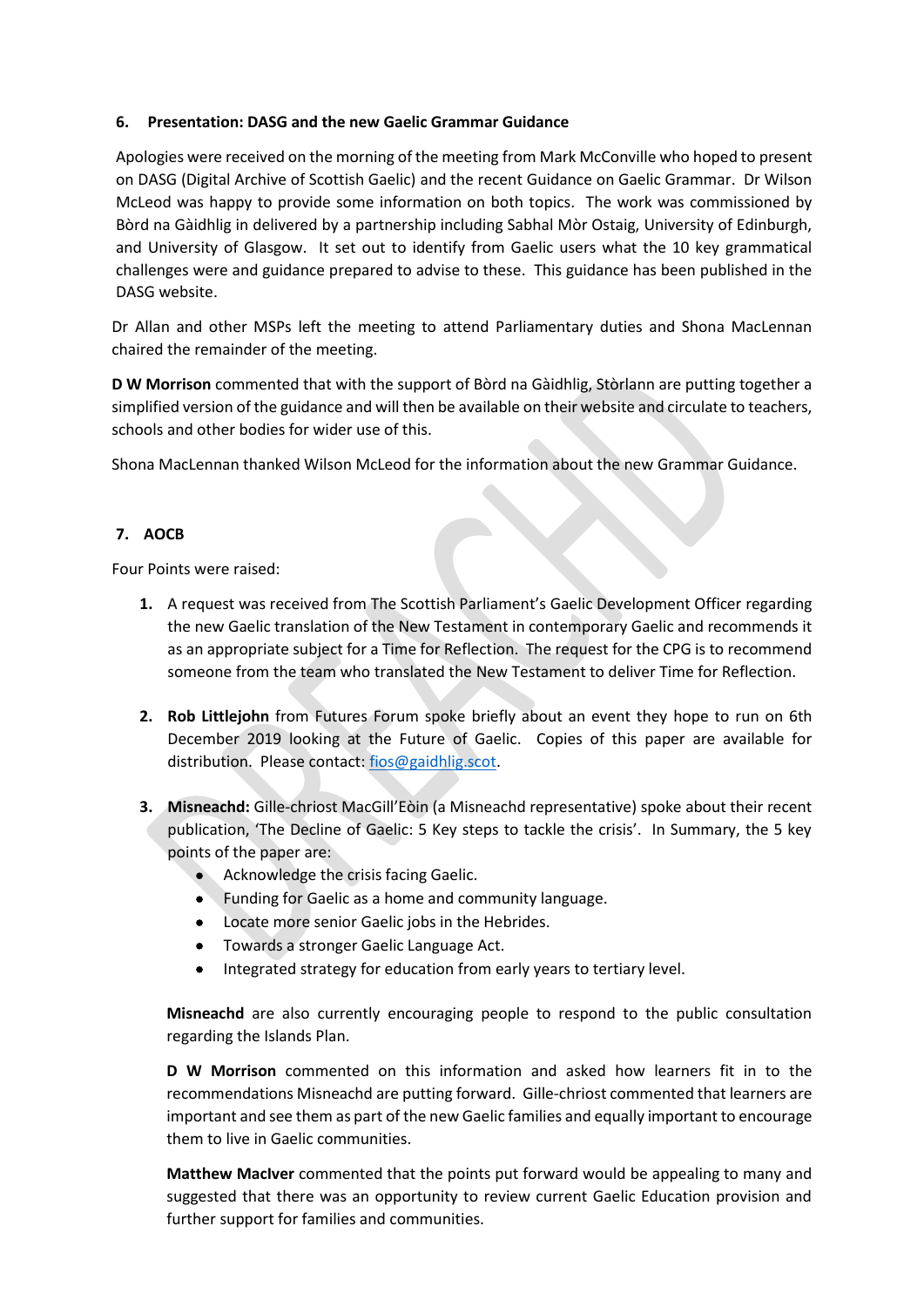### 6. Presentation: DASG and the new Gaelic Grammar Guidance

Apologies were received on the morning of the meeting from Mark McConville who hoped to present on DASG (Digital Archive of Scottish Gaelic) and the recent Guidance on Gaelic Grammar. Dr Wilson McLeod was happy to provide some information on both topics. The work was commissioned by Bòrd na Gàidhlig in delivered by a partnership including Sabhal Mòr Ostaig, University of Edinburgh, and University of Glasgow. It set out to identify from Gaelic users what the 10 key grammatical challenges were and guidance prepared to advise to these. This guidance has been published in the DASG website.

Dr Allan and other MSPs left the meeting to attend Parliamentary duties and Shona MacLennan chaired the remainder of the meeting.

**D W Morrison** commented that with the support of Bòrd na Gàidhlig, Stòrlann are putting together a simplified version of the guidance and will then be available on their website and circulate to teachers, schools and other bodies for wider use of this.

Shona MacLennan thanked Wilson McLeod for the information about the new Grammar Guidance.

### 7. AOCB

Four Points were raised:

1. A request was received from The Scottish Parliament's Gaelic Development Officer regarding the new Gaelic translation of the New Testament in contemporary Gaelic and recommends it as an appropriate subject for a Time for Reflection. The request for the CPG is to recommend someone from the team who translated the New Testament to deliver Time for Reflection.

2. **Rob Littlejohn** from Futures Forum spoke briefly about an event they hope to run on 6th December 2019 looking at the Future of Gaelic. Copies of this paper are available for distribution. Please contact: fios@gaidhlig.scot.

3. **Misneachd:** Gille-chriost MacGill'Eòin (a Misneachd representative) spoke about their recent publication, 'The Decline of Gaelic: 5 Key steps to tackle the crisis'. In Summary, the 5 key points of the paper are:
   - Acknowledge the crisis facing Gaelic.
   - Funding for Gaelic as a home and community language.
   - Locate more senior Gaelic jobs in the Hebrides.
   - Towards a stronger Gaelic Language Act.
   - Integrated strategy for education from early years to tertiary level.

   **Misneachd** are also currently encouraging people to respond to the public consultation regarding the Islands Plan.

   **D W Morrison** commented on this information and asked how learners fit in to the recommendations Misneachd are putting forward. Gille-chriost commented that learners are important and see them as part of the new Gaelic families and equally important to encourage them to live in Gaelic communities.

   **Matthew MacIver** commented that the points put forward would be appealing to many and suggested that there was an opportunity to review current Gaelic Education provision and further support for families and communities.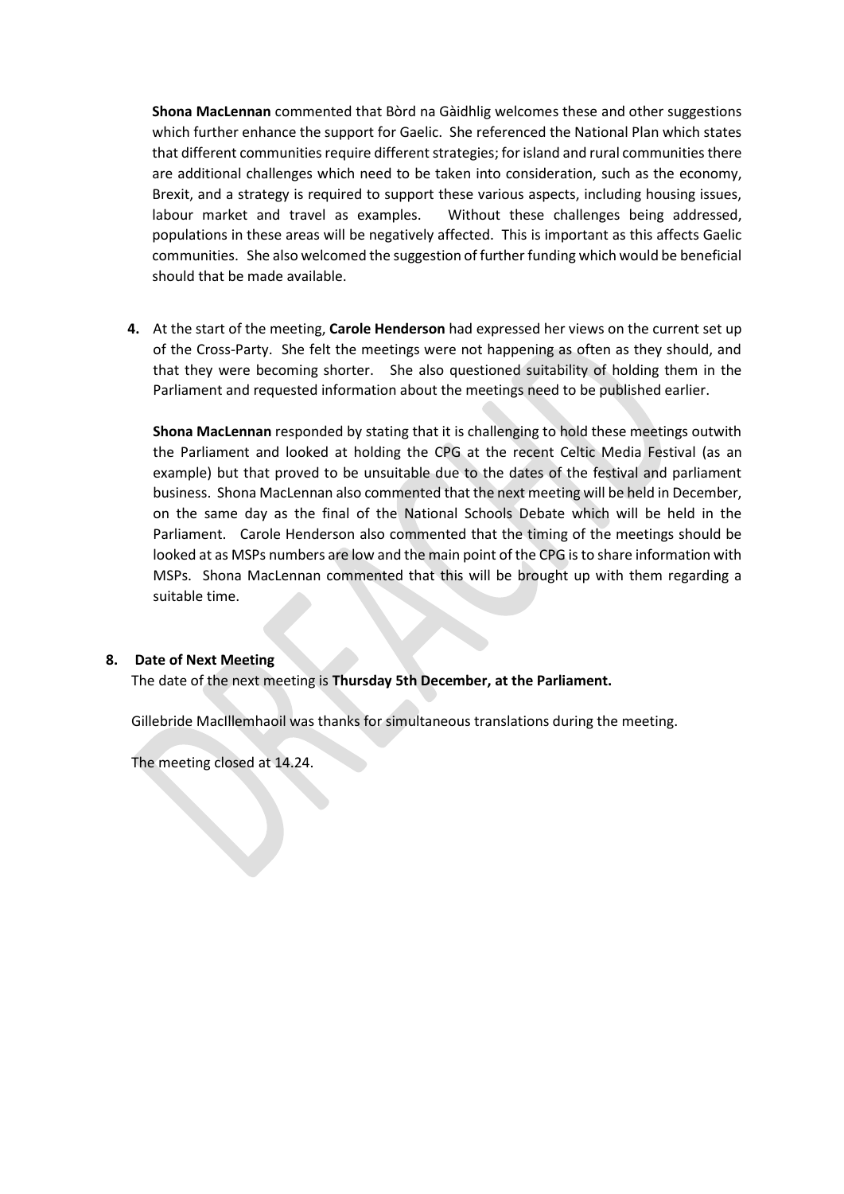**Shona MacLennan** commented that Bòrd na Gàidhlig welcomes these and other suggestions which further enhance the support for Gaelic. She referenced the National Plan which states that different communities require different strategies; for island and rural communities there are additional challenges which need to be taken into consideration, such as the economy, Brexit, and a strategy is required to support these various aspects, including housing issues, labour market and travel as examples. Without these challenges being addressed, populations in these areas will be negatively affected. This is important as this affects Gaelic communities. She also welcomed the suggestion of further funding which would be beneficial should that be made available.

4. At the start of the meeting, **Carole Henderson** had expressed her views on the current set up of the Cross-Party. She felt the meetings were not happening as often as they should, and that they were becoming shorter. She also questioned suitability of holding them in the Parliament and requested information about the meetings need to be published earlier.

   **Shona MacLennan** responded by stating that it is challenging to hold these meetings outwith the Parliament and looked at holding the CPG at the recent Celtic Media Festival (as an example) but that proved to be unsuitable due to the dates of the festival and parliament business. Shona MacLennan also commented that the next meeting will be held in December, on the same day as the final of the National Schools Debate which will be held in the Parliament. Carole Henderson also commented that the timing of the meetings should be looked at as MSPs numbers are low and the main point of the CPG is to share information with MSPs. Shona MacLennan commented that this will be brought up with them regarding a suitable time.

**8. Date of Next Meeting**

The date of the next meeting is **Thursday 5th December, at the Parliament.**

Gillebride MacIllemhaoil was thanks for simultaneous translations during the meeting.

The meeting closed at 14.24.